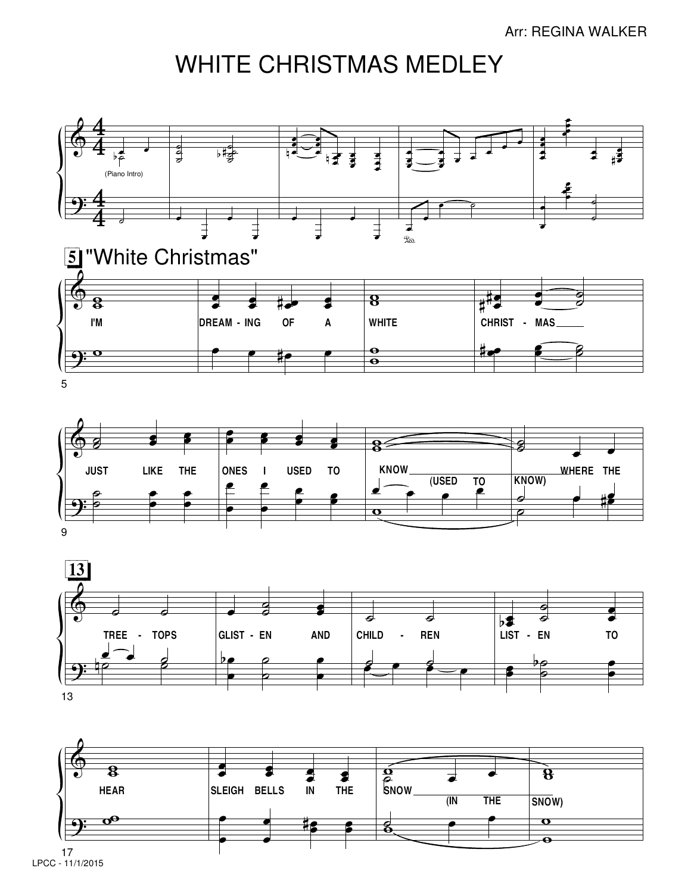Arr: REGINA WALKER

# WHITE CHRISTMAS MEDLEY

(Piano Intro)

**5** "White Christmas"

I'M DREAM - ING OF A WHITE CHRIST - MAS

JUST LIKE THE ONES I USED TO KNOW (USED TO KNOW) WHERE THE

**13**

TREE - TOPS GLIST - EN AND CHILD - REN LIST - EN TO

HEAR SLEIGH BELLS IN THE SNOW (IN THE SNOW)

LPCC - 11/1/2015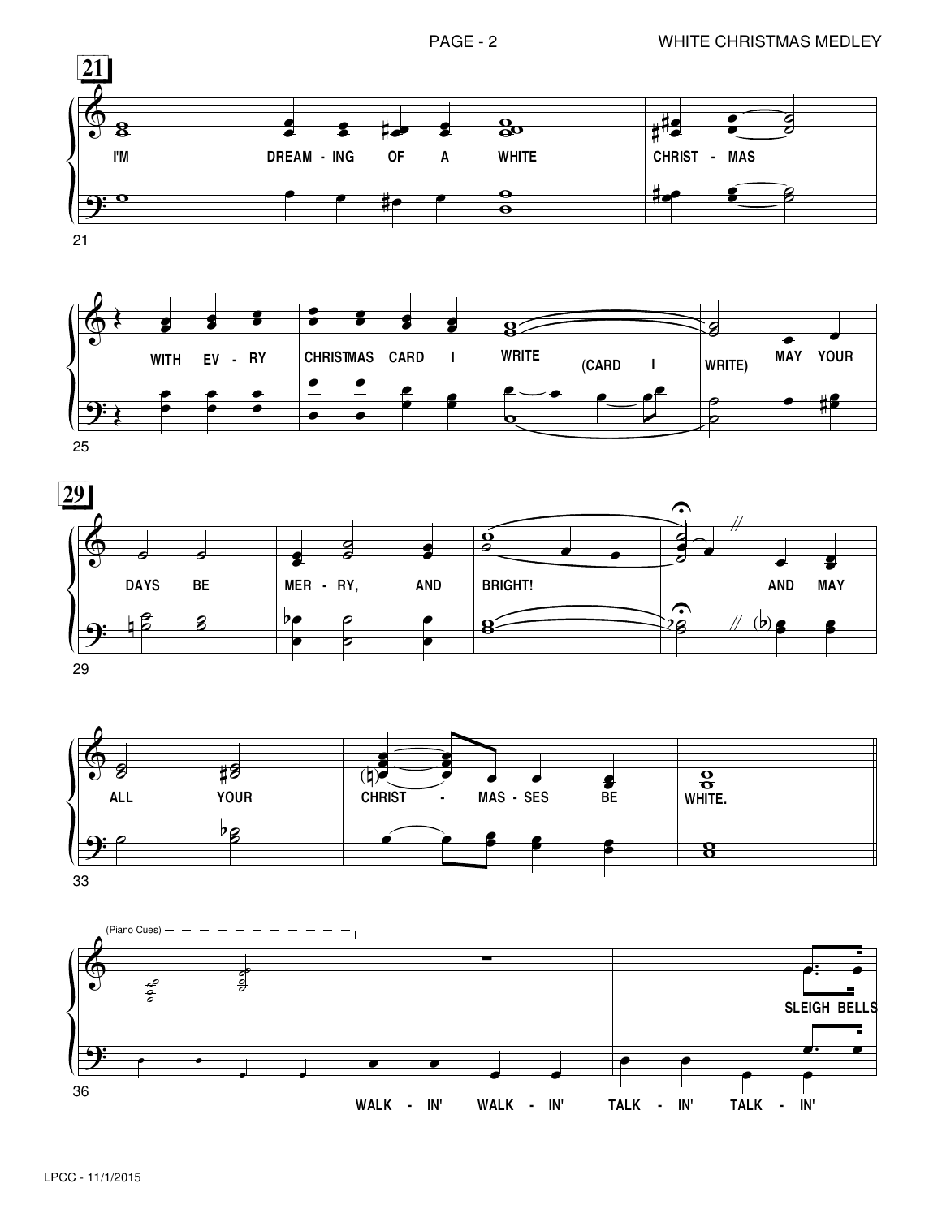**21**

I'M DREAM - ING OF A WHITE CHRIST - MAS

WITH EV - RY CHRISTMAS CARD I WRITE (CARD I WRITE) MAY YOUR

**29**

DAYS BE MER - RY, AND BRIGHT! AND MAY

ALL YOUR CHRIST - MAS - SES BE WHITE.

(Piano Cues)

SLEIGH BELLS

WALK - IN' WALK - IN' TALK - IN' TALK - IN'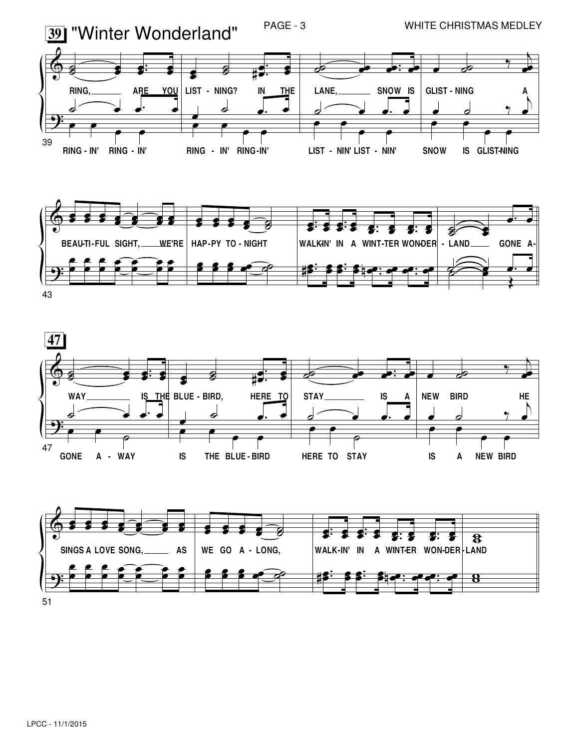# 39 "Winter Wonderland"

RING, ARE YOU LIST - NING? IN THE LANE, SNOW IS GLIST - NING A

RING - IN' RING - IN' RING - IN' RING-IN' LIST - NIN' LIST - NIN' SNOW IS GLIST-NING

BEAU-TI-FUL SIGHT, WE'RE HAP-PY TO - NIGHT WALK-IN' IN A WINT-TER WON-DER - LAND GONE A-

## 47

WAY IS THE BLUE - BIRD, HERE TO STAY IS A NEW BIRD HE

GONE A - WAY IS THE BLUE - BIRD HERE TO STAY IS A NEW BIRD

SINGS A LOVE SONG, AS WE GO A - LONG, WALK-IN' IN A WINT-ER WON-DER - LAND

LPCC - 11/1/2015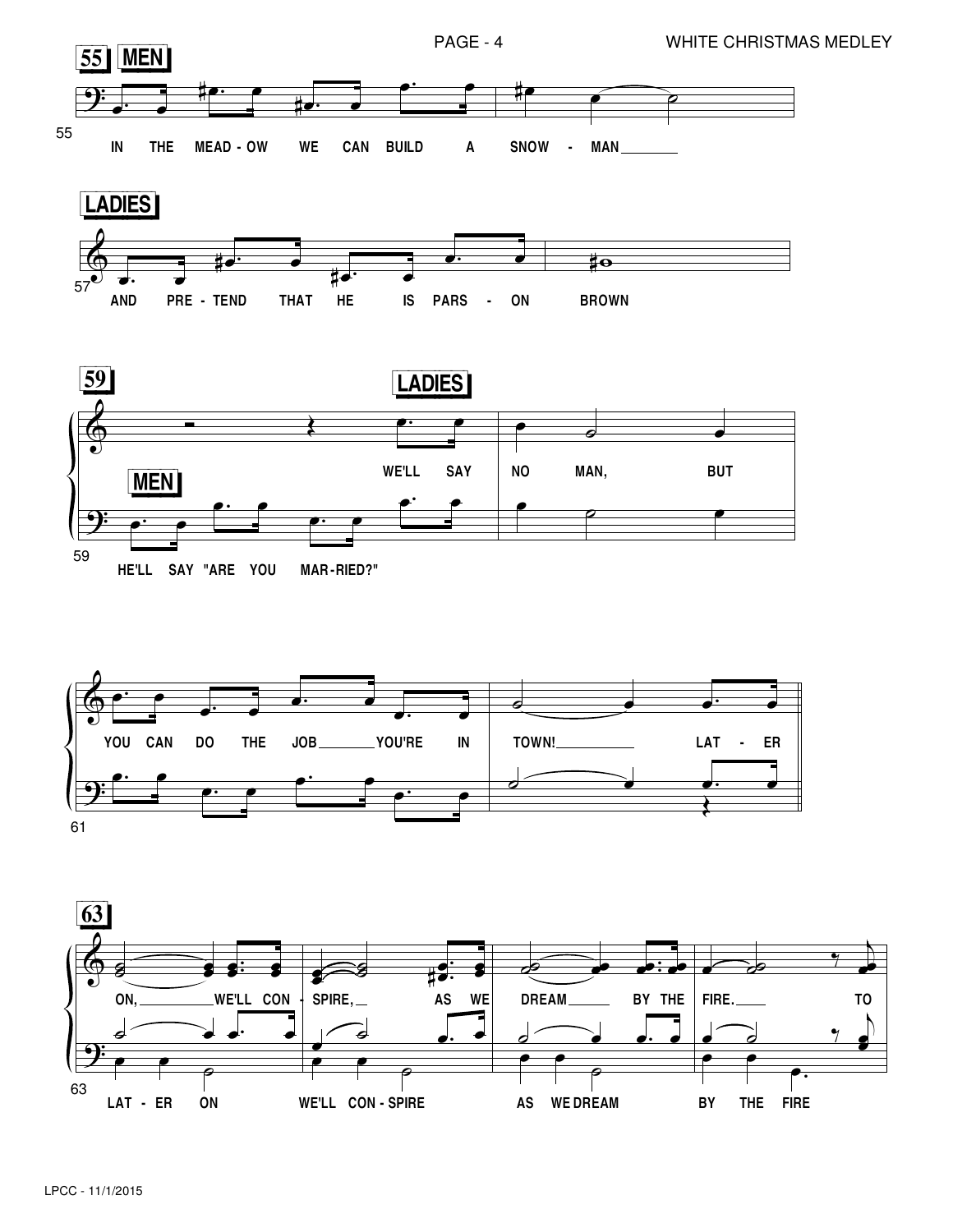**55** **MEN**

IN THE MEAD - OW WE CAN BUILD A SNOW - MAN

**LADIES**

AND PRE - TEND THAT HE IS PARS - ON BROWN

**59** **LADIES**

WE'LL SAY NO MAN, BUT

**MEN**

HE'LL SAY "ARE YOU MAR-RIED?"

YOU CAN DO THE JOB YOU'RE IN TOWN! LAT - ER

**63**

ON, WE'LL CON - SPIRE, AS WE DREAM BY THE FIRE. TO

LAT - ER ON WE'LL CON - SPIRE AS WE DREAM BY THE FIRE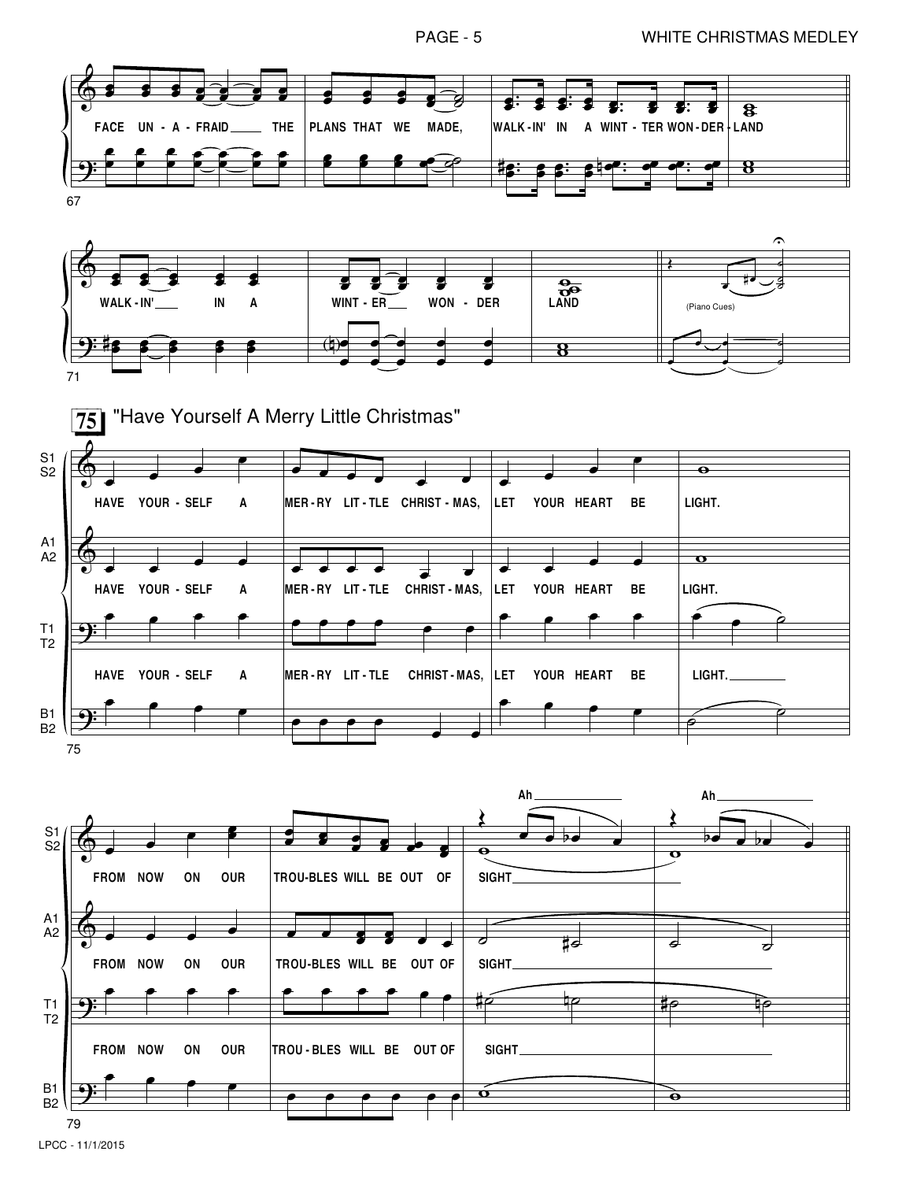FACE UN - A - FRAID THE PLANS THAT WE MADE, WALK - IN' IN A WINT - TER WON - DER - LAND

WALK - IN' IN A WINT - ER WON - DER LAND

(Piano Cues)

## 75 "Have Yourself A Merry Little Christmas"

S1 S2: HAVE YOUR - SELF A MER - RY LIT - TLE CHRIST - MAS, LET YOUR HEART BE LIGHT.

A1 A2: HAVE YOUR - SELF A MER - RY LIT - TLE CHRIST - MAS, LET YOUR HEART BE LIGHT.

T1 T2 / B1 B2: HAVE YOUR - SELF A MER - RY LIT - TLE CHRIST - MAS, LET YOUR HEART BE LIGHT.

S1 S2: FROM NOW ON OUR TROU - BLES WILL BE OUT OF SIGHT Ah Ah

A1 A2: FROM NOW ON OUR TROU - BLES WILL BE OUT OF SIGHT

T1 T2 / B1 B2: FROM NOW ON OUR TROU - BLES WILL BE OUT OF SIGHT

LPCC - 11/1/2015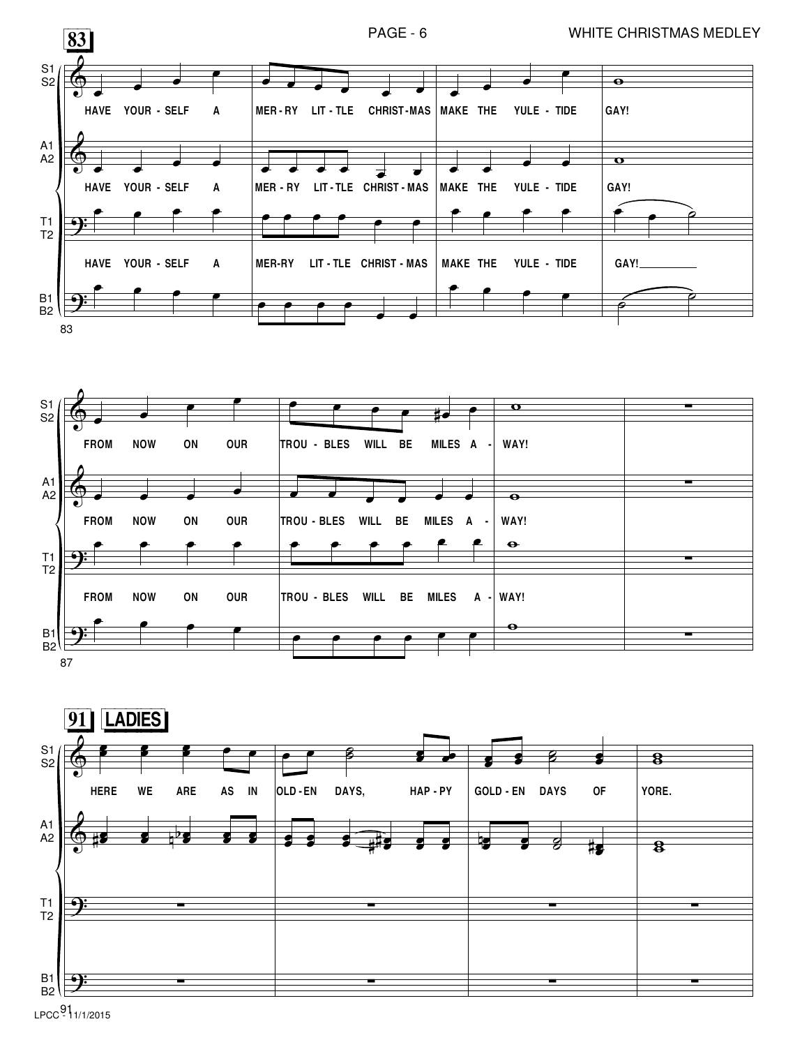**83**

S1 S2: HAVE YOUR - SELF A MER - RY LIT - TLE CHRIST-MAS MAKE THE YULE - TIDE GAY!

A1 A2: HAVE YOUR - SELF A MER - RY LIT - TLE CHRIST - MAS MAKE THE YULE - TIDE GAY!

T1 T2 / B1 B2: HAVE YOUR - SELF A MER-RY LIT - TLE CHRIST - MAS MAKE THE YULE - TIDE GAY!__________

83

S1 S2: FROM NOW ON OUR TROU - BLES WILL BE MILES A - WAY!

A1 A2: FROM NOW ON OUR TROU - BLES WILL BE MILES A - WAY!

T1 T2 / B1 B2: FROM NOW ON OUR TROU - BLES WILL BE MILES A - WAY!

87

**91** **LADIES**

S1 S2: HERE WE ARE AS IN OLD - EN DAYS, HAP - PY GOLD - EN DAYS OF YORE.

91

LPCC - 11/1/2015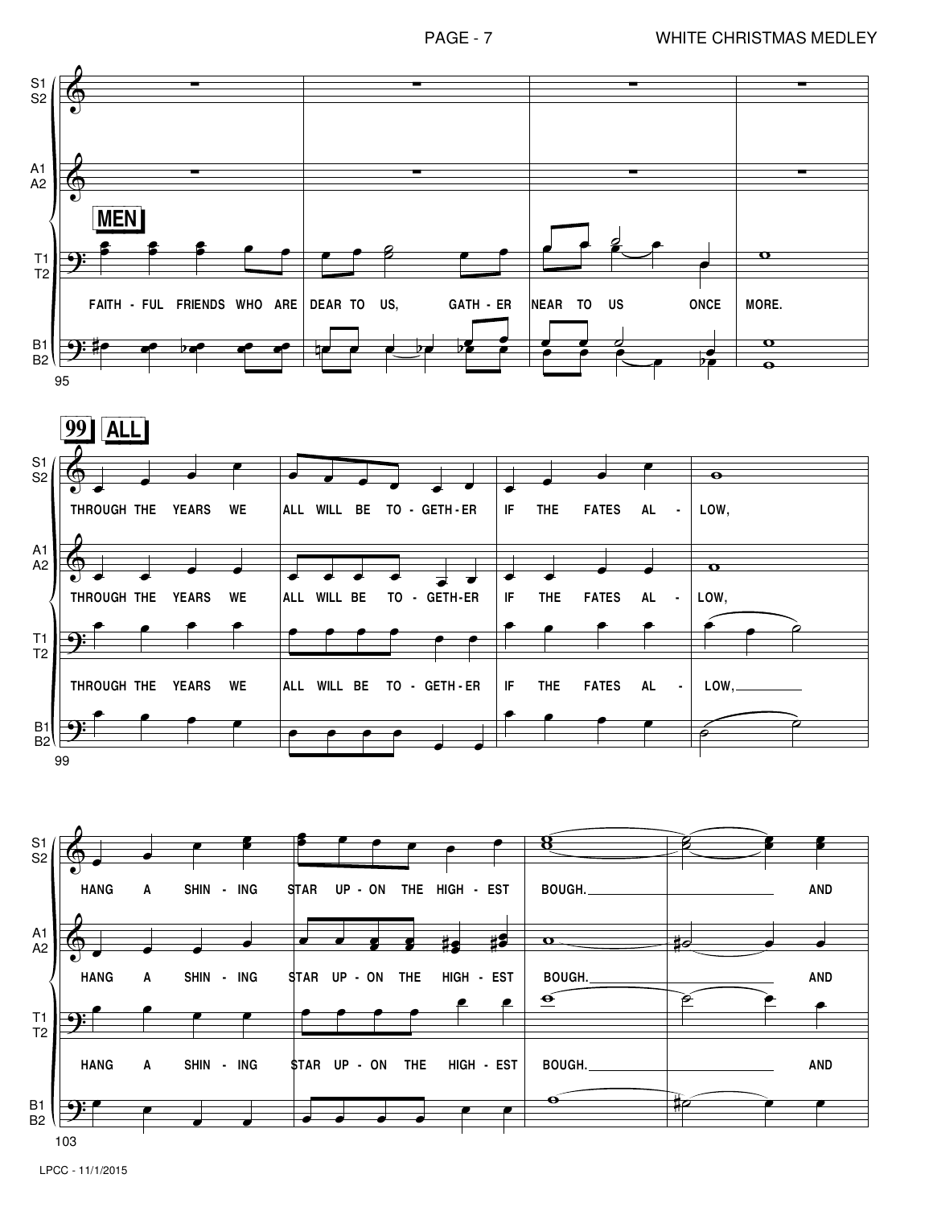MEN

FAITH - FUL FRIENDS WHO ARE DEAR TO US, GATH - ER NEAR TO US ONCE MORE.

99 ALL

THROUGH THE YEARS WE ALL WILL BE TO - GETH - ER IF THE FATES AL - LOW,

HANG A SHIN - ING STAR UP - ON THE HIGH - EST BOUGH. AND

LPCC - 11/1/2015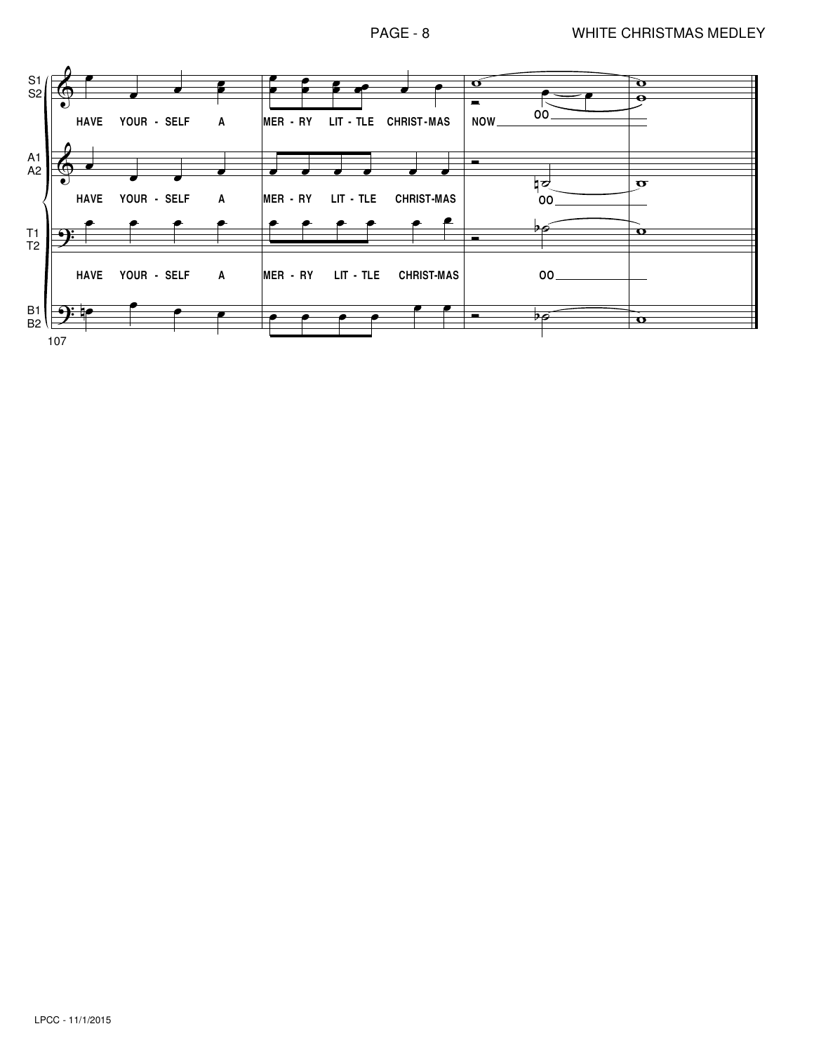S1
S2

HAVE YOUR - SELF A MER - RY LIT - TLE CHRIST - MAS NOW OO

A1
A2

HAVE YOUR - SELF A MER - RY LIT - TLE CHRIST-MAS OO

T1
T2

HAVE YOUR - SELF A MER - RY LIT - TLE CHRIST-MAS OO

B1
B2

107

LPCC - 11/1/2015